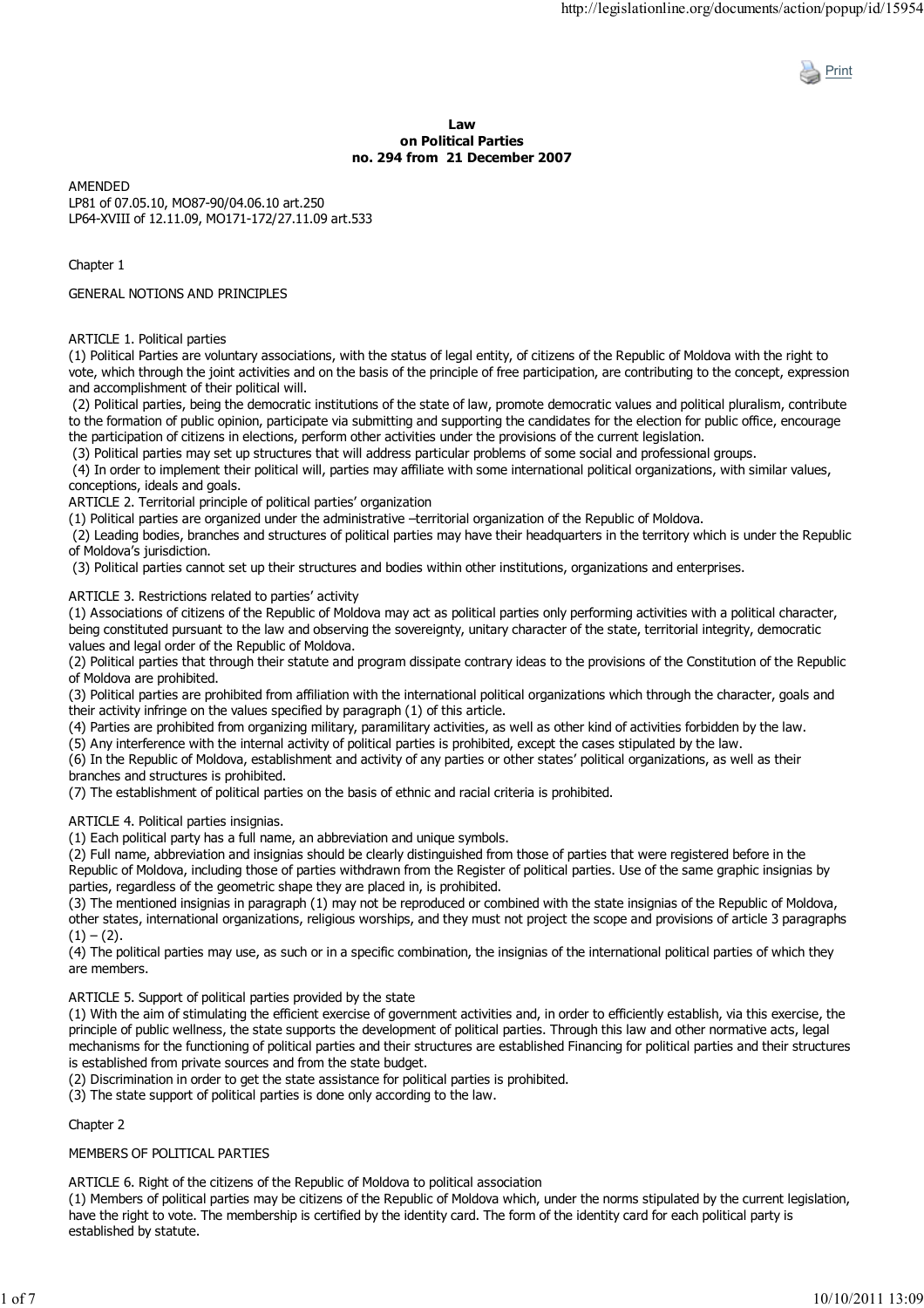# Law on Political Parties no. 294 from 21 December 2007

AMENDED
LP81 of 07.05.10, MO87-90/04.06.10 art.250
LP64-XVIII of 12.11.09, MO171-172/27.11.09 art.533

## Chapter 1

## GENERAL NOTIONS AND PRINCIPLES

### ARTICLE 1. Political parties

(1) Political Parties are voluntary associations, with the status of legal entity, of citizens of the Republic of Moldova with the right to vote, which through the joint activities and on the basis of the principle of free participation, are contributing to the concept, expression and accomplishment of their political will.

(2) Political parties, being the democratic institutions of the state of law, promote democratic values and political pluralism, contribute to the formation of public opinion, participate via submitting and supporting the candidates for the election for public office, encourage the participation of citizens in elections, perform other activities under the provisions of the current legislation.

(3) Political parties may set up structures that will address particular problems of some social and professional groups.

(4) In order to implement their political will, parties may affiliate with some international political organizations, with similar values, conceptions, ideals and goals.

### ARTICLE 2. Territorial principle of political parties' organization

(1) Political parties are organized under the administrative –territorial organization of the Republic of Moldova.

(2) Leading bodies, branches and structures of political parties may have their headquarters in the territory which is under the Republic of Moldova's jurisdiction.

(3) Political parties cannot set up their structures and bodies within other institutions, organizations and enterprises.

### ARTICLE 3. Restrictions related to parties' activity

(1) Associations of citizens of the Republic of Moldova may act as political parties only performing activities with a political character, being constituted pursuant to the law and observing the sovereignty, unitary character of the state, territorial integrity, democratic values and legal order of the Republic of Moldova.

(2) Political parties that through their statute and program dissipate contrary ideas to the provisions of the Constitution of the Republic of Moldova are prohibited.

(3) Political parties are prohibited from affiliation with the international political organizations which through the character, goals and their activity infringe on the values specified by paragraph (1) of this article.

(4) Parties are prohibited from organizing military, paramilitary activities, as well as other kind of activities forbidden by the law.

(5) Any interference with the internal activity of political parties is prohibited, except the cases stipulated by the law.

(6) In the Republic of Moldova, establishment and activity of any parties or other states' political organizations, as well as their branches and structures is prohibited.

(7) The establishment of political parties on the basis of ethnic and racial criteria is prohibited.

### ARTICLE 4. Political parties insignias.

(1) Each political party has a full name, an abbreviation and unique symbols.

(2) Full name, abbreviation and insignias should be clearly distinguished from those of parties that were registered before in the Republic of Moldova, including those of parties withdrawn from the Register of political parties. Use of the same graphic insignias by parties, regardless of the geometric shape they are placed in, is prohibited.

(3) The mentioned insignias in paragraph (1) may not be reproduced or combined with the state insignias of the Republic of Moldova, other states, international organizations, religious worships, and they must not project the scope and provisions of article 3 paragraphs (1) – (2).

(4) The political parties may use, as such or in a specific combination, the insignias of the international political parties of which they are members.

### ARTICLE 5. Support of political parties provided by the state

(1) With the aim of stimulating the efficient exercise of government activities and, in order to efficiently establish, via this exercise, the principle of public wellness, the state supports the development of political parties. Through this law and other normative acts, legal mechanisms for the functioning of political parties and their structures are established Financing for political parties and their structures is established from private sources and from the state budget.

(2) Discrimination in order to get the state assistance for political parties is prohibited.

(3) The state support of political parties is done only according to the law.

## Chapter 2

## MEMBERS OF POLITICAL PARTIES

### ARTICLE 6. Right of the citizens of the Republic of Moldova to political association

(1) Members of political parties may be citizens of the Republic of Moldova which, under the norms stipulated by the current legislation, have the right to vote. The membership is certified by the identity card. The form of the identity card for each political party is established by statute.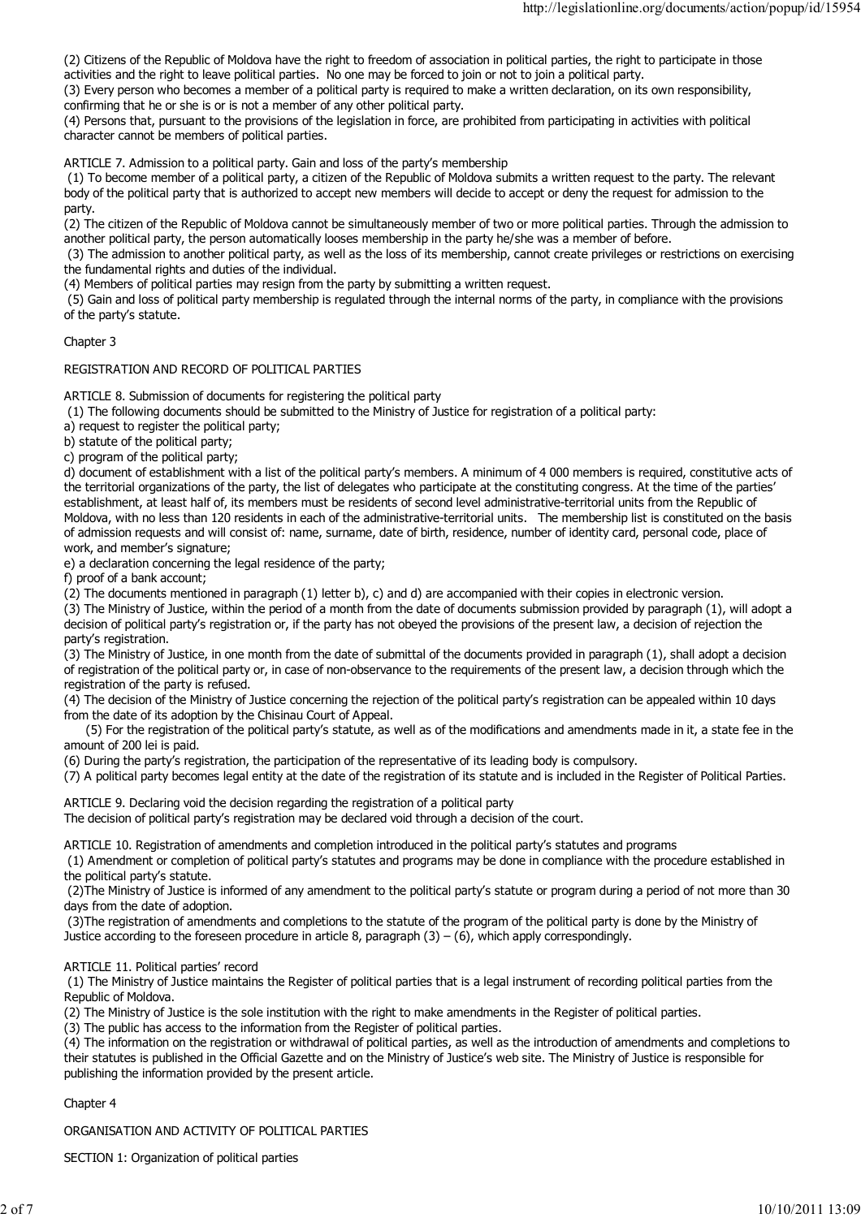(2) Citizens of the Republic of Moldova have the right to freedom of association in political parties, the right to participate in those activities and the right to leave political parties. No one may be forced to join or not to join a political party.

(3) Every person who becomes a member of a political party is required to make a written declaration, on its own responsibility, confirming that he or she is or is not a member of any other political party.

(4) Persons that, pursuant to the provisions of the legislation in force, are prohibited from participating in activities with political character cannot be members of political parties.

ARTICLE 7. Admission to a political party. Gain and loss of the party's membership

(1) To become member of a political party, a citizen of the Republic of Moldova submits a written request to the party. The relevant body of the political party that is authorized to accept new members will decide to accept or deny the request for admission to the party.

(2) The citizen of the Republic of Moldova cannot be simultaneously member of two or more political parties. Through the admission to another political party, the person automatically looses membership in the party he/she was a member of before.

(3) The admission to another political party, as well as the loss of its membership, cannot create privileges or restrictions on exercising the fundamental rights and duties of the individual.

(4) Members of political parties may resign from the party by submitting a written request.

(5) Gain and loss of political party membership is regulated through the internal norms of the party, in compliance with the provisions of the party's statute.

## Chapter 3

## REGISTRATION AND RECORD OF POLITICAL PARTIES

ARTICLE 8. Submission of documents for registering the political party

(1) The following documents should be submitted to the Ministry of Justice for registration of a political party:

a) request to register the political party;

b) statute of the political party;

c) program of the political party;

d) document of establishment with a list of the political party's members. A minimum of 4 000 members is required, constitutive acts of the territorial organizations of the party, the list of delegates who participate at the constituting congress. At the time of the parties' establishment, at least half of, its members must be residents of second level administrative-territorial units from the Republic of Moldova, with no less than 120 residents in each of the administrative-territorial units. The membership list is constituted on the basis of admission requests and will consist of: name, surname, date of birth, residence, number of identity card, personal code, place of work, and member's signature;

e) a declaration concerning the legal residence of the party;

f) proof of a bank account;

(2) The documents mentioned in paragraph (1) letter b), c) and d) are accompanied with their copies in electronic version.

(3) The Ministry of Justice, within the period of a month from the date of documents submission provided by paragraph (1), will adopt a decision of political party's registration or, if the party has not obeyed the provisions of the present law, a decision of rejection the party's registration.

(3) The Ministry of Justice, in one month from the date of submittal of the documents provided in paragraph (1), shall adopt a decision of registration of the political party or, in case of non-observance to the requirements of the present law, a decision through which the registration of the party is refused.

(4) The decision of the Ministry of Justice concerning the rejection of the political party's registration can be appealed within 10 days from the date of its adoption by the Chisinau Court of Appeal.

(5) For the registration of the political party's statute, as well as of the modifications and amendments made in it, a state fee in the amount of 200 lei is paid.

(6) During the party's registration, the participation of the representative of its leading body is compulsory.

(7) A political party becomes legal entity at the date of the registration of its statute and is included in the Register of Political Parties.

ARTICLE 9. Declaring void the decision regarding the registration of a political party

The decision of political party's registration may be declared void through a decision of the court.

ARTICLE 10. Registration of amendments and completion introduced in the political party's statutes and programs

(1) Amendment or completion of political party's statutes and programs may be done in compliance with the procedure established in the political party's statute.

(2) The Ministry of Justice is informed of any amendment to the political party's statute or program during a period of not more than 30 days from the date of adoption.

(3) The registration of amendments and completions to the statute of the program of the political party is done by the Ministry of Justice according to the foreseen procedure in article 8, paragraph (3) – (6), which apply correspondingly.

ARTICLE 11. Political parties' record

(1) The Ministry of Justice maintains the Register of political parties that is a legal instrument of recording political parties from the Republic of Moldova.

(2) The Ministry of Justice is the sole institution with the right to make amendments in the Register of political parties.

(3) The public has access to the information from the Register of political parties.

(4) The information on the registration or withdrawal of political parties, as well as the introduction of amendments and completions to their statutes is published in the Official Gazette and on the Ministry of Justice's web site. The Ministry of Justice is responsible for publishing the information provided by the present article.

## Chapter 4

## ORGANISATION AND ACTIVITY OF POLITICAL PARTIES

### SECTION 1: Organization of political parties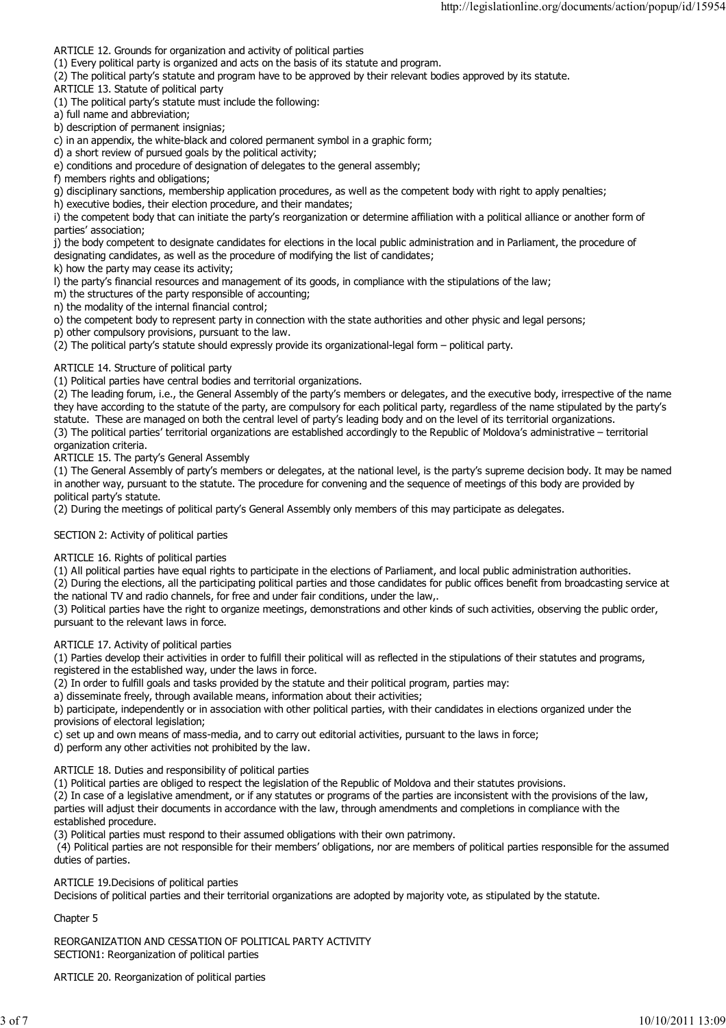ARTICLE 12. Grounds for organization and activity of political parties

(1) Every political party is organized and acts on the basis of its statute and program.

(2) The political party's statute and program have to be approved by their relevant bodies approved by its statute.

ARTICLE 13. Statute of political party

(1) The political party's statute must include the following:

a) full name and abbreviation;

b) description of permanent insignias;

c) in an appendix, the white-black and colored permanent symbol in a graphic form;

d) a short review of pursued goals by the political activity;

e) conditions and procedure of designation of delegates to the general assembly;

f) members rights and obligations;

g) disciplinary sanctions, membership application procedures, as well as the competent body with right to apply penalties;

h) executive bodies, their election procedure, and their mandates;

i) the competent body that can initiate the party's reorganization or determine affiliation with a political alliance or another form of parties' association;

j) the body competent to designate candidates for elections in the local public administration and in Parliament, the procedure of designating candidates, as well as the procedure of modifying the list of candidates;

k) how the party may cease its activity;

l) the party's financial resources and management of its goods, in compliance with the stipulations of the law;

m) the structures of the party responsible of accounting;

n) the modality of the internal financial control;

o) the competent body to represent party in connection with the state authorities and other physic and legal persons;

p) other compulsory provisions, pursuant to the law.

(2) The political party's statute should expressly provide its organizational-legal form – political party.

ARTICLE 14. Structure of political party

(1) Political parties have central bodies and territorial organizations.

(2) The leading forum, i.e., the General Assembly of the party's members or delegates, and the executive body, irrespective of the name they have according to the statute of the party, are compulsory for each political party, regardless of the name stipulated by the party's statute. These are managed on both the central level of party's leading body and on the level of its territorial organizations.

(3) The political parties' territorial organizations are established accordingly to the Republic of Moldova's administrative – territorial organization criteria.

ARTICLE 15. The party's General Assembly

(1) The General Assembly of party's members or delegates, at the national level, is the party's supreme decision body. It may be named in another way, pursuant to the statute. The procedure for convening and the sequence of meetings of this body are provided by political party's statute.

(2) During the meetings of political party's General Assembly only members of this may participate as delegates.

SECTION 2: Activity of political parties

ARTICLE 16. Rights of political parties

(1) All political parties have equal rights to participate in the elections of Parliament, and local public administration authorities.

(2) During the elections, all the participating political parties and those candidates for public offices benefit from broadcasting service at the national TV and radio channels, for free and under fair conditions, under the law,.

(3) Political parties have the right to organize meetings, demonstrations and other kinds of such activities, observing the public order, pursuant to the relevant laws in force.

ARTICLE 17. Activity of political parties

(1) Parties develop their activities in order to fulfill their political will as reflected in the stipulations of their statutes and programs, registered in the established way, under the laws in force.

(2) In order to fulfill goals and tasks provided by the statute and their political program, parties may:

a) disseminate freely, through available means, information about their activities;

b) participate, independently or in association with other political parties, with their candidates in elections organized under the provisions of electoral legislation;

c) set up and own means of mass-media, and to carry out editorial activities, pursuant to the laws in force;

d) perform any other activities not prohibited by the law.

ARTICLE 18. Duties and responsibility of political parties

(1) Political parties are obliged to respect the legislation of the Republic of Moldova and their statutes provisions.

(2) In case of a legislative amendment, or if any statutes or programs of the parties are inconsistent with the provisions of the law, parties will adjust their documents in accordance with the law, through amendments and completions in compliance with the established procedure.

(3) Political parties must respond to their assumed obligations with their own patrimony.

(4) Political parties are not responsible for their members' obligations, nor are members of political parties responsible for the assumed duties of parties.

ARTICLE 19.Decisions of political parties

Decisions of political parties and their territorial organizations are adopted by majority vote, as stipulated by the statute.

Chapter 5

REORGANIZATION AND CESSATION OF POLITICAL PARTY ACTIVITY

SECTION1: Reorganization of political parties

ARTICLE 20. Reorganization of political parties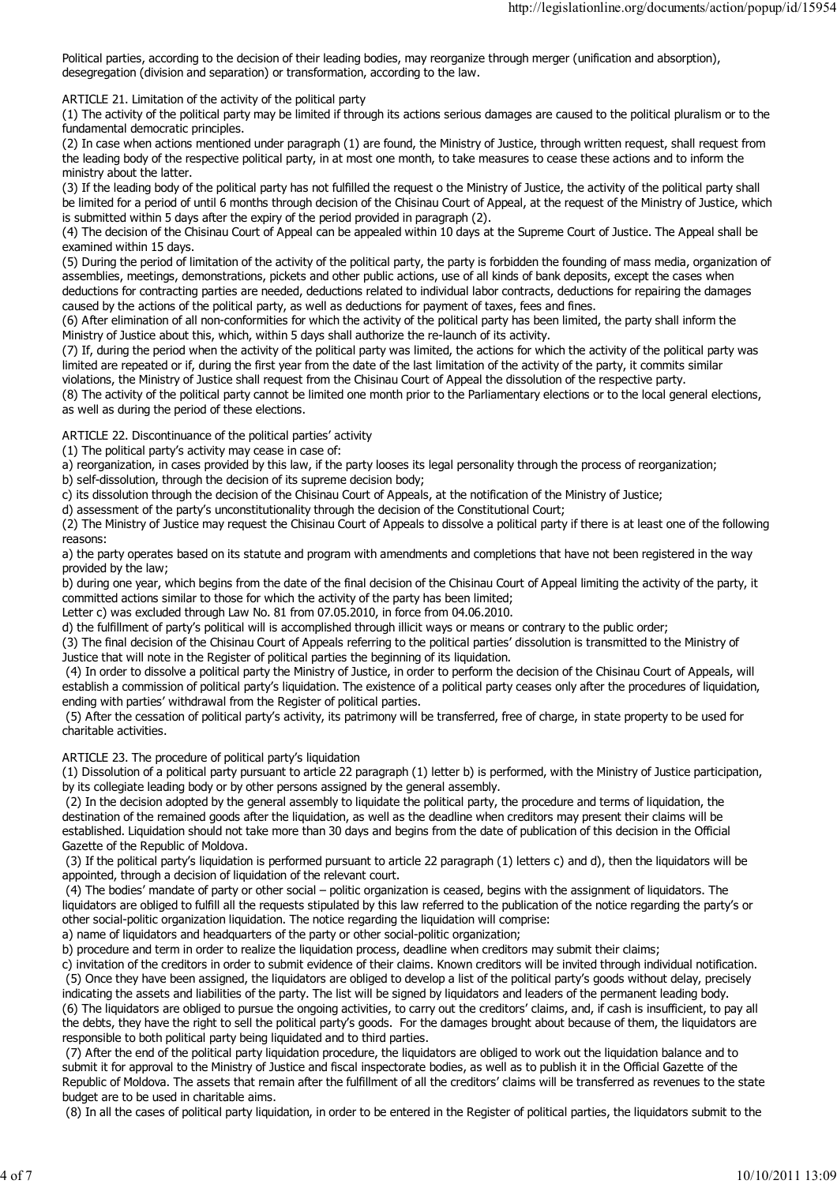Political parties, according to the decision of their leading bodies, may reorganize through merger (unification and absorption), desegregation (division and separation) or transformation, according to the law.

ARTICLE 21. Limitation of the activity of the political party

(1) The activity of the political party may be limited if through its actions serious damages are caused to the political pluralism or to the fundamental democratic principles.

(2) In case when actions mentioned under paragraph (1) are found, the Ministry of Justice, through written request, shall request from the leading body of the respective political party, in at most one month, to take measures to cease these actions and to inform the ministry about the latter.

(3) If the leading body of the political party has not fulfilled the request o the Ministry of Justice, the activity of the political party shall be limited for a period of until 6 months through decision of the Chisinau Court of Appeal, at the request of the Ministry of Justice, which is submitted within 5 days after the expiry of the period provided in paragraph (2).

(4) The decision of the Chisinau Court of Appeal can be appealed within 10 days at the Supreme Court of Justice. The Appeal shall be examined within 15 days.

(5) During the period of limitation of the activity of the political party, the party is forbidden the founding of mass media, organization of assemblies, meetings, demonstrations, pickets and other public actions, use of all kinds of bank deposits, except the cases when deductions for contracting parties are needed, deductions related to individual labor contracts, deductions for repairing the damages caused by the actions of the political party, as well as deductions for payment of taxes, fees and fines.

(6) After elimination of all non-conformities for which the activity of the political party has been limited, the party shall inform the Ministry of Justice about this, which, within 5 days shall authorize the re-launch of its activity.

(7) If, during the period when the activity of the political party was limited, the actions for which the activity of the political party was limited are repeated or if, during the first year from the date of the last limitation of the activity of the party, it commits similar violations, the Ministry of Justice shall request from the Chisinau Court of Appeal the dissolution of the respective party.

(8) The activity of the political party cannot be limited one month prior to the Parliamentary elections or to the local general elections, as well as during the period of these elections.

ARTICLE 22. Discontinuance of the political parties' activity

(1) The political party's activity may cease in case of:

a) reorganization, in cases provided by this law, if the party looses its legal personality through the process of reorganization;

b) self-dissolution, through the decision of its supreme decision body;

c) its dissolution through the decision of the Chisinau Court of Appeals, at the notification of the Ministry of Justice;

d) assessment of the party's unconstitutionality through the decision of the Constitutional Court;

(2) The Ministry of Justice may request the Chisinau Court of Appeals to dissolve a political party if there is at least one of the following reasons:

a) the party operates based on its statute and program with amendments and completions that have not been registered in the way provided by the law;

b) during one year, which begins from the date of the final decision of the Chisinau Court of Appeal limiting the activity of the party, it committed actions similar to those for which the activity of the party has been limited;

Letter c) was excluded through Law No. 81 from 07.05.2010, in force from 04.06.2010.

d) the fulfillment of party's political will is accomplished through illicit ways or means or contrary to the public order;

(3) The final decision of the Chisinau Court of Appeals referring to the political parties' dissolution is transmitted to the Ministry of Justice that will note in the Register of political parties the beginning of its liquidation.

(4) In order to dissolve a political party the Ministry of Justice, in order to perform the decision of the Chisinau Court of Appeals, will establish a commission of political party's liquidation. The existence of a political party ceases only after the procedures of liquidation, ending with parties' withdrawal from the Register of political parties.

(5) After the cessation of political party's activity, its patrimony will be transferred, free of charge, in state property to be used for charitable activities.

ARTICLE 23. The procedure of political party's liquidation

(1) Dissolution of a political party pursuant to article 22 paragraph (1) letter b) is performed, with the Ministry of Justice participation, by its collegiate leading body or by other persons assigned by the general assembly.

(2) In the decision adopted by the general assembly to liquidate the political party, the procedure and terms of liquidation, the destination of the remained goods after the liquidation, as well as the deadline when creditors may present their claims will be established. Liquidation should not take more than 30 days and begins from the date of publication of this decision in the Official Gazette of the Republic of Moldova.

(3) If the political party's liquidation is performed pursuant to article 22 paragraph (1) letters c) and d), then the liquidators will be appointed, through a decision of liquidation of the relevant court.

(4) The bodies' mandate of party or other social – politic organization is ceased, begins with the assignment of liquidators. The liquidators are obliged to fulfill all the requests stipulated by this law referred to the publication of the notice regarding the party's or other social-politic organization liquidation. The notice regarding the liquidation will comprise:

a) name of liquidators and headquarters of the party or other social-politic organization;

b) procedure and term in order to realize the liquidation process, deadline when creditors may submit their claims;

c) invitation of the creditors in order to submit evidence of their claims. Known creditors will be invited through individual notification.

(5) Once they have been assigned, the liquidators are obliged to develop a list of the political party's goods without delay, precisely indicating the assets and liabilities of the party. The list will be signed by liquidators and leaders of the permanent leading body.

(6) The liquidators are obliged to pursue the ongoing activities, to carry out the creditors' claims, and, if cash is insufficient, to pay all the debts, they have the right to sell the political party's goods. For the damages brought about because of them, the liquidators are responsible to both political party being liquidated and to third parties.

(7) After the end of the political party liquidation procedure, the liquidators are obliged to work out the liquidation balance and to submit it for approval to the Ministry of Justice and fiscal inspectorate bodies, as well as to publish it in the Official Gazette of the Republic of Moldova. The assets that remain after the fulfillment of all the creditors' claims will be transferred as revenues to the state budget are to be used in charitable aims.

(8) In all the cases of political party liquidation, in order to be entered in the Register of political parties, the liquidators submit to the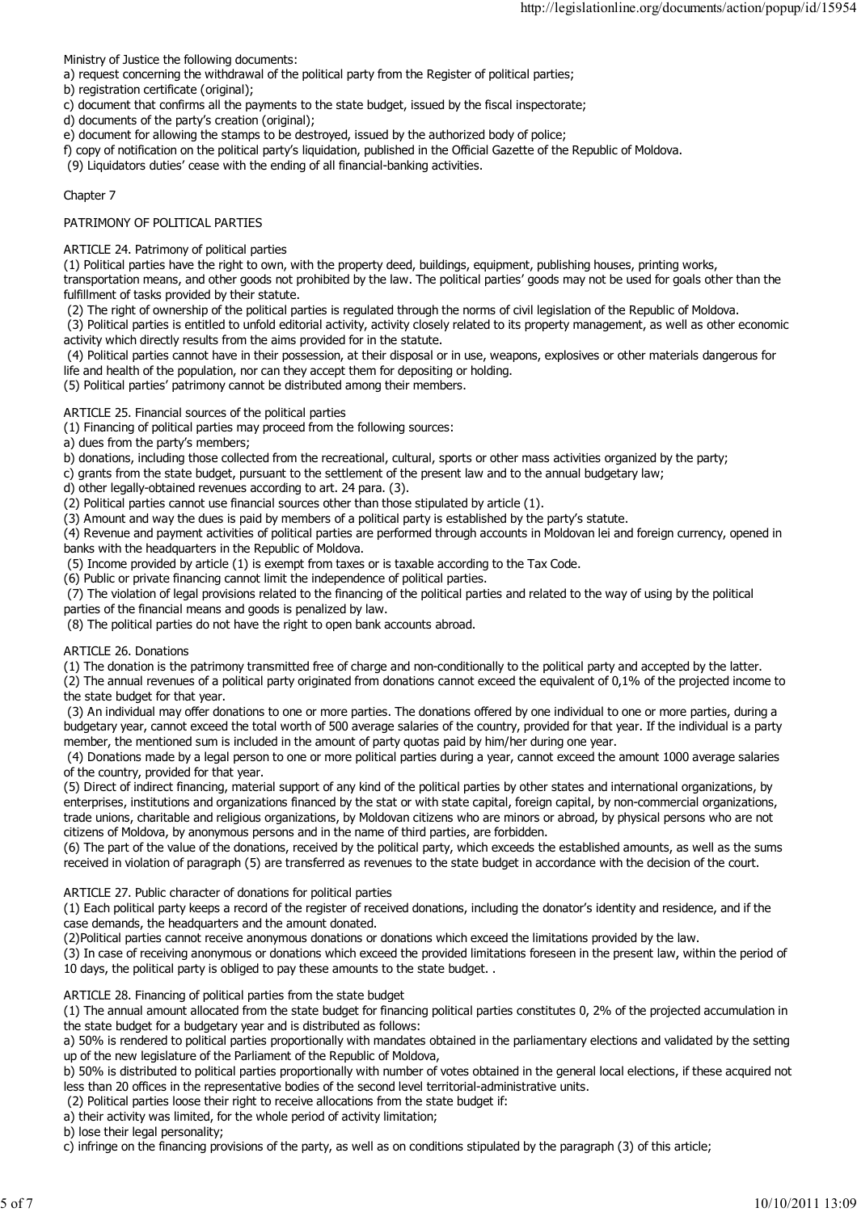Ministry of Justice the following documents:

a) request concerning the withdrawal of the political party from the Register of political parties;

b) registration certificate (original);

c) document that confirms all the payments to the state budget, issued by the fiscal inspectorate;

d) documents of the party's creation (original);

e) document for allowing the stamps to be destroyed, issued by the authorized body of police;

f) copy of notification on the political party's liquidation, published in the Official Gazette of the Republic of Moldova.

(9) Liquidators duties' cease with the ending of all financial-banking activities.

Chapter 7

PATRIMONY OF POLITICAL PARTIES

ARTICLE 24. Patrimony of political parties

(1) Political parties have the right to own, with the property deed, buildings, equipment, publishing houses, printing works, transportation means, and other goods not prohibited by the law. The political parties' goods may not be used for goals other than the fulfillment of tasks provided by their statute.

(2) The right of ownership of the political parties is regulated through the norms of civil legislation of the Republic of Moldova.

(3) Political parties is entitled to unfold editorial activity, activity closely related to its property management, as well as other economic activity which directly results from the aims provided for in the statute.

(4) Political parties cannot have in their possession, at their disposal or in use, weapons, explosives or other materials dangerous for life and health of the population, nor can they accept them for depositing or holding.

(5) Political parties' patrimony cannot be distributed among their members.

ARTICLE 25. Financial sources of the political parties

(1) Financing of political parties may proceed from the following sources:

a) dues from the party's members;

b) donations, including those collected from the recreational, cultural, sports or other mass activities organized by the party;

c) grants from the state budget, pursuant to the settlement of the present law and to the annual budgetary law;

d) other legally-obtained revenues according to art. 24 para. (3).

(2) Political parties cannot use financial sources other than those stipulated by article (1).

(3) Amount and way the dues is paid by members of a political party is established by the party's statute.

(4) Revenue and payment activities of political parties are performed through accounts in Moldovan lei and foreign currency, opened in banks with the headquarters in the Republic of Moldova.

(5) Income provided by article (1) is exempt from taxes or is taxable according to the Tax Code.

(6) Public or private financing cannot limit the independence of political parties.

(7) The violation of legal provisions related to the financing of the political parties and related to the way of using by the political parties of the financial means and goods is penalized by law.

(8) The political parties do not have the right to open bank accounts abroad.

ARTICLE 26. Donations

(1) The donation is the patrimony transmitted free of charge and non-conditionally to the political party and accepted by the latter.

(2) The annual revenues of a political party originated from donations cannot exceed the equivalent of 0,1% of the projected income to the state budget for that year.

(3) An individual may offer donations to one or more parties. The donations offered by one individual to one or more parties, during a budgetary year, cannot exceed the total worth of 500 average salaries of the country, provided for that year. If the individual is a party member, the mentioned sum is included in the amount of party quotas paid by him/her during one year.

(4) Donations made by a legal person to one or more political parties during a year, cannot exceed the amount 1000 average salaries of the country, provided for that year.

(5) Direct of indirect financing, material support of any kind of the political parties by other states and international organizations, by enterprises, institutions and organizations financed by the stat or with state capital, foreign capital, by non-commercial organizations, trade unions, charitable and religious organizations, by Moldovan citizens who are minors or abroad, by physical persons who are not citizens of Moldova, by anonymous persons and in the name of third parties, are forbidden.

(6) The part of the value of the donations, received by the political party, which exceeds the established amounts, as well as the sums received in violation of paragraph (5) are transferred as revenues to the state budget in accordance with the decision of the court.

ARTICLE 27. Public character of donations for political parties

(1) Each political party keeps a record of the register of received donations, including the donator's identity and residence, and if the case demands, the headquarters and the amount donated.

(2)Political parties cannot receive anonymous donations or donations which exceed the limitations provided by the law.

(3) In case of receiving anonymous or donations which exceed the provided limitations foreseen in the present law, within the period of 10 days, the political party is obliged to pay these amounts to the state budget. .

ARTICLE 28. Financing of political parties from the state budget

(1) The annual amount allocated from the state budget for financing political parties constitutes 0, 2% of the projected accumulation in the state budget for a budgetary year and is distributed as follows:

a) 50% is rendered to political parties proportionally with mandates obtained in the parliamentary elections and validated by the setting up of the new legislature of the Parliament of the Republic of Moldova,

b) 50% is distributed to political parties proportionally with number of votes obtained in the general local elections, if these acquired not less than 20 offices in the representative bodies of the second level territorial-administrative units.

(2) Political parties loose their right to receive allocations from the state budget if:

a) their activity was limited, for the whole period of activity limitation;

b) lose their legal personality;

c) infringe on the financing provisions of the party, as well as on conditions stipulated by the paragraph (3) of this article;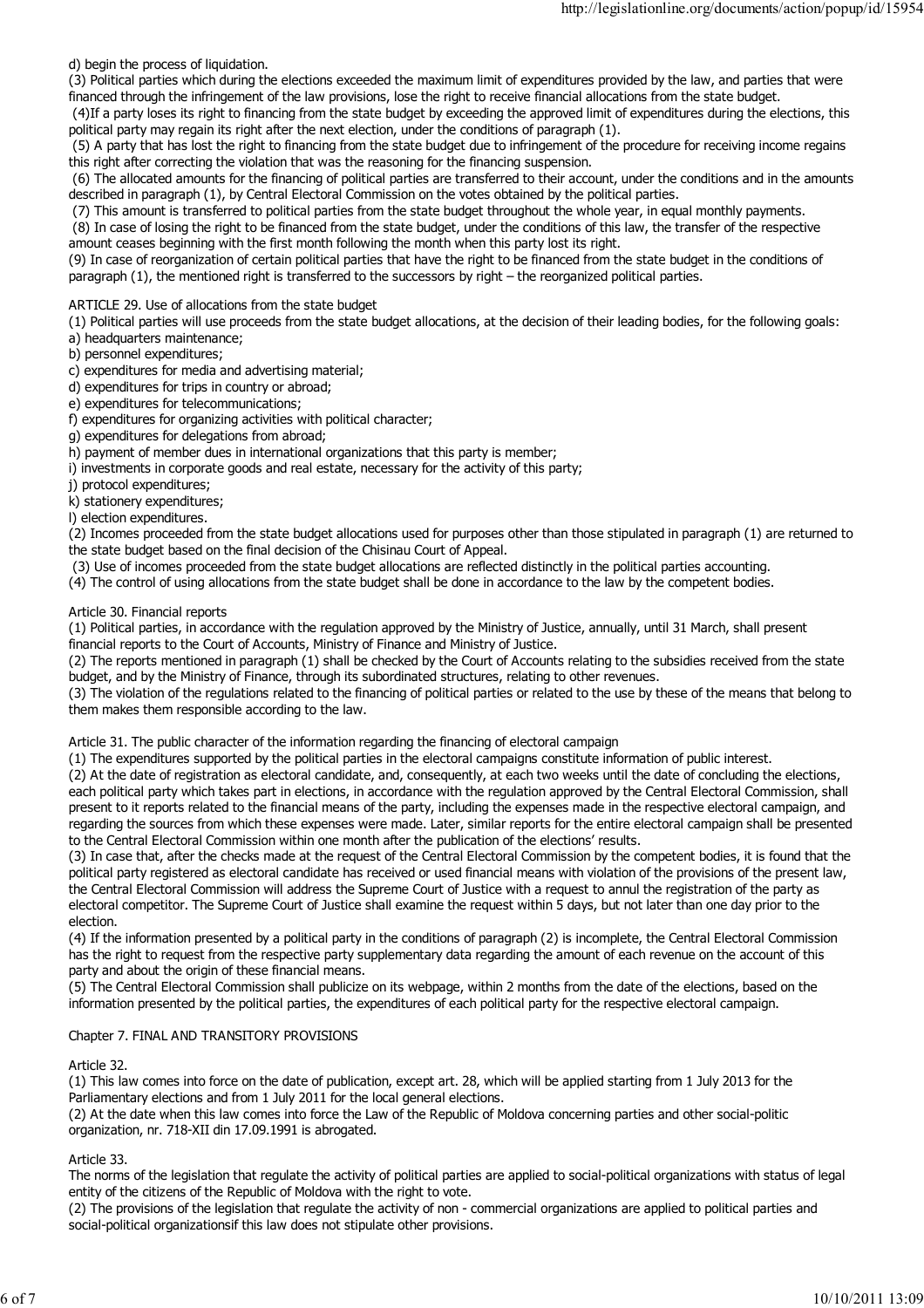d) begin the process of liquidation.

(3) Political parties which during the elections exceeded the maximum limit of expenditures provided by the law, and parties that were financed through the infringement of the law provisions, lose the right to receive financial allocations from the state budget.

(4)If a party loses its right to financing from the state budget by exceeding the approved limit of expenditures during the elections, this political party may regain its right after the next election, under the conditions of paragraph (1).

(5) A party that has lost the right to financing from the state budget due to infringement of the procedure for receiving income regains this right after correcting the violation that was the reasoning for the financing suspension.

(6) The allocated amounts for the financing of political parties are transferred to their account, under the conditions and in the amounts described in paragraph (1), by Central Electoral Commission on the votes obtained by the political parties.

(7) This amount is transferred to political parties from the state budget throughout the whole year, in equal monthly payments.

(8) In case of losing the right to be financed from the state budget, under the conditions of this law, the transfer of the respective amount ceases beginning with the first month following the month when this party lost its right.

(9) In case of reorganization of certain political parties that have the right to be financed from the state budget in the conditions of paragraph (1), the mentioned right is transferred to the successors by right – the reorganized political parties.

ARTICLE 29. Use of allocations from the state budget

(1) Political parties will use proceeds from the state budget allocations, at the decision of their leading bodies, for the following goals:

a) headquarters maintenance;
b) personnel expenditures;
c) expenditures for media and advertising material;
d) expenditures for trips in country or abroad;
e) expenditures for telecommunications;
f) expenditures for organizing activities with political character;
g) expenditures for delegations from abroad;
h) payment of member dues in international organizations that this party is member;
i) investments in corporate goods and real estate, necessary for the activity of this party;
j) protocol expenditures;
k) stationery expenditures;
l) election expenditures.

(2) Incomes proceeded from the state budget allocations used for purposes other than those stipulated in paragraph (1) are returned to the state budget based on the final decision of the Chisinau Court of Appeal.

(3) Use of incomes proceeded from the state budget allocations are reflected distinctly in the political parties accounting.

(4) The control of using allocations from the state budget shall be done in accordance to the law by the competent bodies.

Article 30. Financial reports

(1) Political parties, in accordance with the regulation approved by the Ministry of Justice, annually, until 31 March, shall present financial reports to the Court of Accounts, Ministry of Finance and Ministry of Justice.

(2) The reports mentioned in paragraph (1) shall be checked by the Court of Accounts relating to the subsidies received from the state budget, and by the Ministry of Finance, through its subordinated structures, relating to other revenues.

(3) The violation of the regulations related to the financing of political parties or related to the use by these of the means that belong to them makes them responsible according to the law.

Article 31. The public character of the information regarding the financing of electoral campaign

(1) The expenditures supported by the political parties in the electoral campaigns constitute information of public interest.

(2) At the date of registration as electoral candidate, and, consequently, at each two weeks until the date of concluding the elections, each political party which takes part in elections, in accordance with the regulation approved by the Central Electoral Commission, shall present to it reports related to the financial means of the party, including the expenses made in the respective electoral campaign, and regarding the sources from which these expenses were made. Later, similar reports for the entire electoral campaign shall be presented to the Central Electoral Commission within one month after the publication of the elections' results.

(3) In case that, after the checks made at the request of the Central Electoral Commission by the competent bodies, it is found that the political party registered as electoral candidate has received or used financial means with violation of the provisions of the present law, the Central Electoral Commission will address the Supreme Court of Justice with a request to annul the registration of the party as electoral competitor. The Supreme Court of Justice shall examine the request within 5 days, but not later than one day prior to the election.

(4) If the information presented by a political party in the conditions of paragraph (2) is incomplete, the Central Electoral Commission has the right to request from the respective party supplementary data regarding the amount of each revenue on the account of this party and about the origin of these financial means.

(5) The Central Electoral Commission shall publicize on its webpage, within 2 months from the date of the elections, based on the information presented by the political parties, the expenditures of each political party for the respective electoral campaign.

## Chapter 7. FINAL AND TRANSITORY PROVISIONS

Article 32.

(1) This law comes into force on the date of publication, except art. 28, which will be applied starting from 1 July 2013 for the Parliamentary elections and from 1 July 2011 for the local general elections.

(2) At the date when this law comes into force the Law of the Republic of Moldova concerning parties and other social-politic organization, nr. 718-XII din 17.09.1991 is abrogated.

Article 33.

The norms of the legislation that regulate the activity of political parties are applied to social-political organizations with status of legal entity of the citizens of the Republic of Moldova with the right to vote.

(2) The provisions of the legislation that regulate the activity of non - commercial organizations are applied to political parties and social-political organizationsif this law does not stipulate other provisions.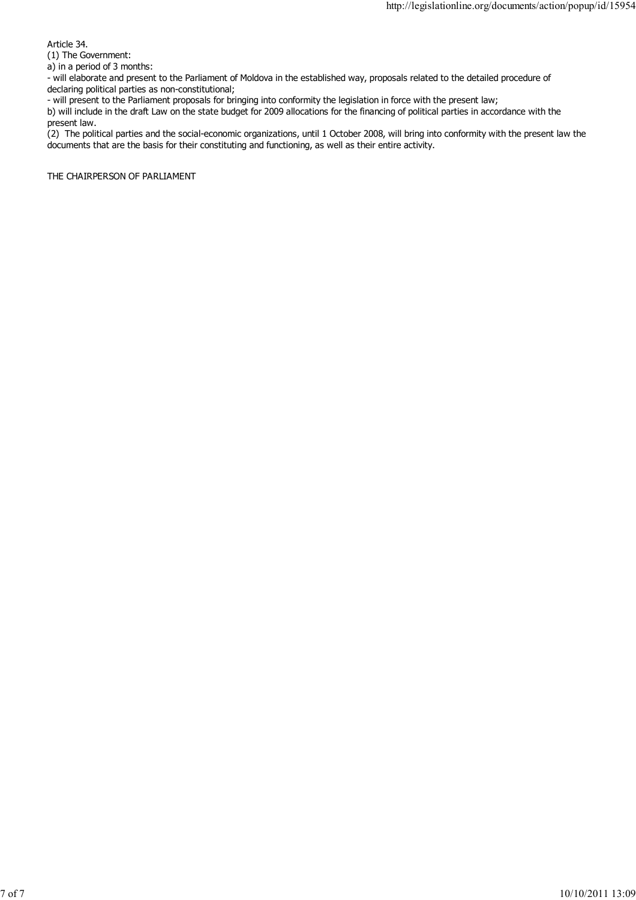Article 34.

(1) The Government:

a) in a period of 3 months:

- will elaborate and present to the Parliament of Moldova in the established way, proposals related to the detailed procedure of declaring political parties as non-constitutional;
- will present to the Parliament proposals for bringing into conformity the legislation in force with the present law;

b) will include in the draft Law on the state budget for 2009 allocations for the financing of political parties in accordance with the present law.

(2) The political parties and the social-economic organizations, until 1 October 2008, will bring into conformity with the present law the documents that are the basis for their constituting and functioning, as well as their entire activity.

THE CHAIRPERSON OF PARLIAMENT